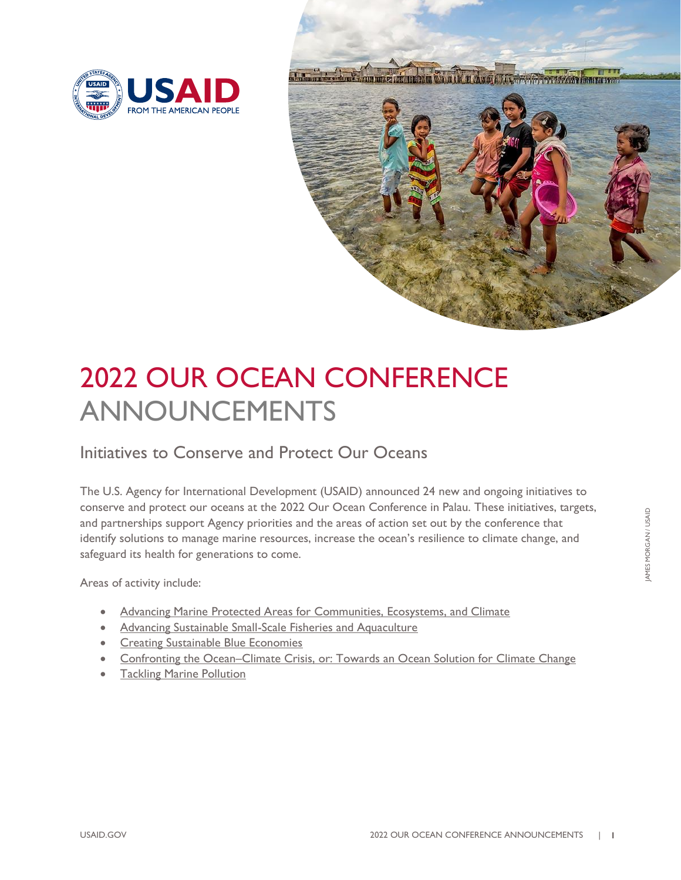# 2022 OUR OCEAN CONFERENCE ANNOUNCEMENTS

## Initiatives to Conserve and Protect Our Oceans

The U.S. Agency for International Development (USAID) announced 24 new and ongoing initiatives to conserve and protect our oceans at the 2022 Our Ocean Conference in Palau. These initiatives, targets, and partnerships support Agency priorities and the areas of action set out by the conference that identify solutions to manage marine resources, increase the ocean's resilience to climate change, and safeguard its health for generations to come.

Areas of activity include:

- Advancing Marine Protected Areas for Communities, Ecosystems, and Climate
- Advancing Sustainable Small-Scale Fisheries and Aquaculture
- Creating Sustainable Blue Economies
- Confronting the Ocean–Climate Crisis, or: Towards an Ocean Solution for Climate Change
- Tackling Marine Pollution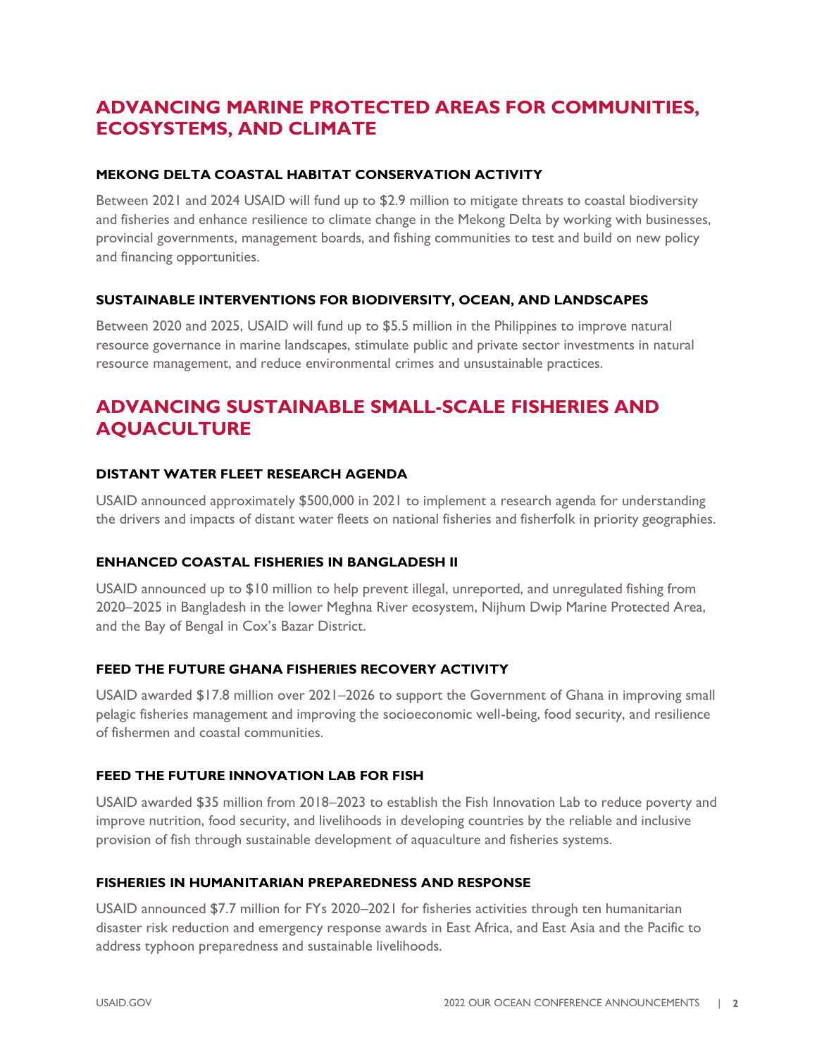## ADVANCING MARINE PROTECTED AREAS FOR COMMUNITIES, ECOSYSTEMS, AND CLIMATE

### MEKONG DELTA COASTAL HABITAT CONSERVATION ACTIVITY

Between 2021 and 2024 USAID will fund up to $2.9 million to mitigate threats to coastal biodiversity and fisheries and enhance resilience to climate change in the Mekong Delta by working with businesses, provincial governments, management boards, and fishing communities to test and build on new policy and financing opportunities.

### SUSTAINABLE INTERVENTIONS FOR BIODIVERSITY, OCEAN, AND LANDSCAPES

Between 2020 and 2025, USAID will fund up to $5.5 million in the Philippines to improve natural resource governance in marine landscapes, stimulate public and private sector investments in natural resource management, and reduce environmental crimes and unsustainable practices.

## ADVANCING SUSTAINABLE SMALL-SCALE FISHERIES AND AQUACULTURE

### DISTANT WATER FLEET RESEARCH AGENDA

USAID announced approximately $500,000 in 2021 to implement a research agenda for understanding the drivers and impacts of distant water fleets on national fisheries and fisherfolk in priority geographies.

### ENHANCED COASTAL FISHERIES IN BANGLADESH II

USAID announced up to $10 million to help prevent illegal, unreported, and unregulated fishing from 2020–2025 in Bangladesh in the lower Meghna River ecosystem, Nijhum Dwip Marine Protected Area, and the Bay of Bengal in Cox's Bazar District.

### FEED THE FUTURE GHANA FISHERIES RECOVERY ACTIVITY

USAID awarded $17.8 million over 2021–2026 to support the Government of Ghana in improving small pelagic fisheries management and improving the socioeconomic well-being, food security, and resilience of fishermen and coastal communities.

### FEED THE FUTURE INNOVATION LAB FOR FISH

USAID awarded $35 million from 2018–2023 to establish the Fish Innovation Lab to reduce poverty and improve nutrition, food security, and livelihoods in developing countries by the reliable and inclusive provision of fish through sustainable development of aquaculture and fisheries systems.

### FISHERIES IN HUMANITARIAN PREPAREDNESS AND RESPONSE

USAID announced $7.7 million for FYs 2020–2021 for fisheries activities through ten humanitarian disaster risk reduction and emergency response awards in East Africa, and East Asia and the Pacific to address typhoon preparedness and sustainable livelihoods.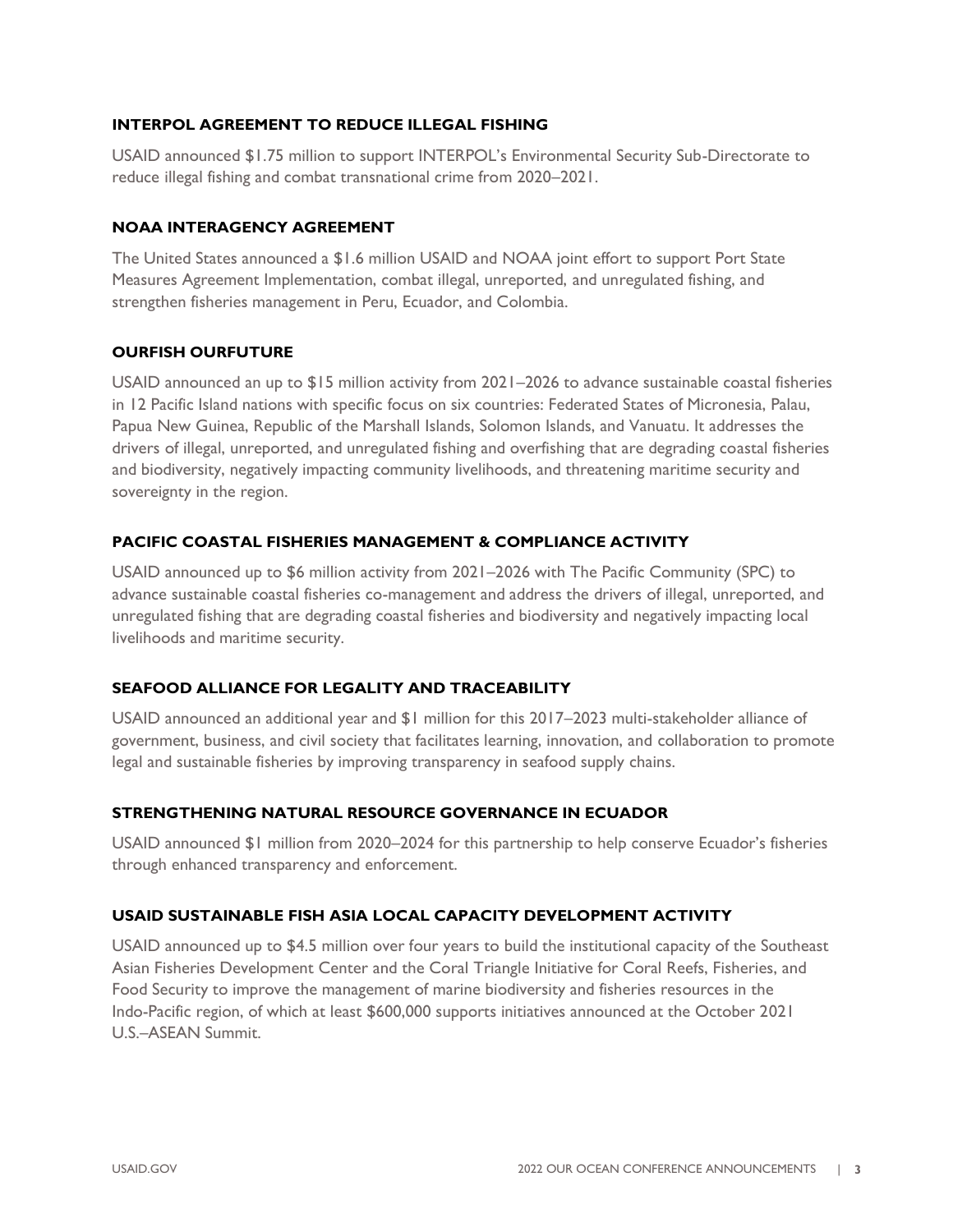### INTERPOL AGREEMENT TO REDUCE ILLEGAL FISHING

USAID announced $1.75 million to support INTERPOL's Environmental Security Sub-Directorate to reduce illegal fishing and combat transnational crime from 2020–2021.

### NOAA INTERAGENCY AGREEMENT

The United States announced a $1.6 million USAID and NOAA joint effort to support Port State Measures Agreement Implementation, combat illegal, unreported, and unregulated fishing, and strengthen fisheries management in Peru, Ecuador, and Colombia.

### OURFISH OURFUTURE

USAID announced an up to $15 million activity from 2021–2026 to advance sustainable coastal fisheries in 12 Pacific Island nations with specific focus on six countries: Federated States of Micronesia, Palau, Papua New Guinea, Republic of the Marshall Islands, Solomon Islands, and Vanuatu. It addresses the drivers of illegal, unreported, and unregulated fishing and overfishing that are degrading coastal fisheries and biodiversity, negatively impacting community livelihoods, and threatening maritime security and sovereignty in the region.

### PACIFIC COASTAL FISHERIES MANAGEMENT & COMPLIANCE ACTIVITY

USAID announced up to $6 million activity from 2021–2026 with The Pacific Community (SPC) to advance sustainable coastal fisheries co-management and address the drivers of illegal, unreported, and unregulated fishing that are degrading coastal fisheries and biodiversity and negatively impacting local livelihoods and maritime security.

### SEAFOOD ALLIANCE FOR LEGALITY AND TRACEABILITY

USAID announced an additional year and $1 million for this 2017–2023 multi-stakeholder alliance of government, business, and civil society that facilitates learning, innovation, and collaboration to promote legal and sustainable fisheries by improving transparency in seafood supply chains.

### STRENGTHENING NATURAL RESOURCE GOVERNANCE IN ECUADOR

USAID announced $1 million from 2020–2024 for this partnership to help conserve Ecuador's fisheries through enhanced transparency and enforcement.

### USAID SUSTAINABLE FISH ASIA LOCAL CAPACITY DEVELOPMENT ACTIVITY

USAID announced up to $4.5 million over four years to build the institutional capacity of the Southeast Asian Fisheries Development Center and the Coral Triangle Initiative for Coral Reefs, Fisheries, and Food Security to improve the management of marine biodiversity and fisheries resources in the Indo-Pacific region, of which at least $600,000 supports initiatives announced at the October 2021 U.S.–ASEAN Summit.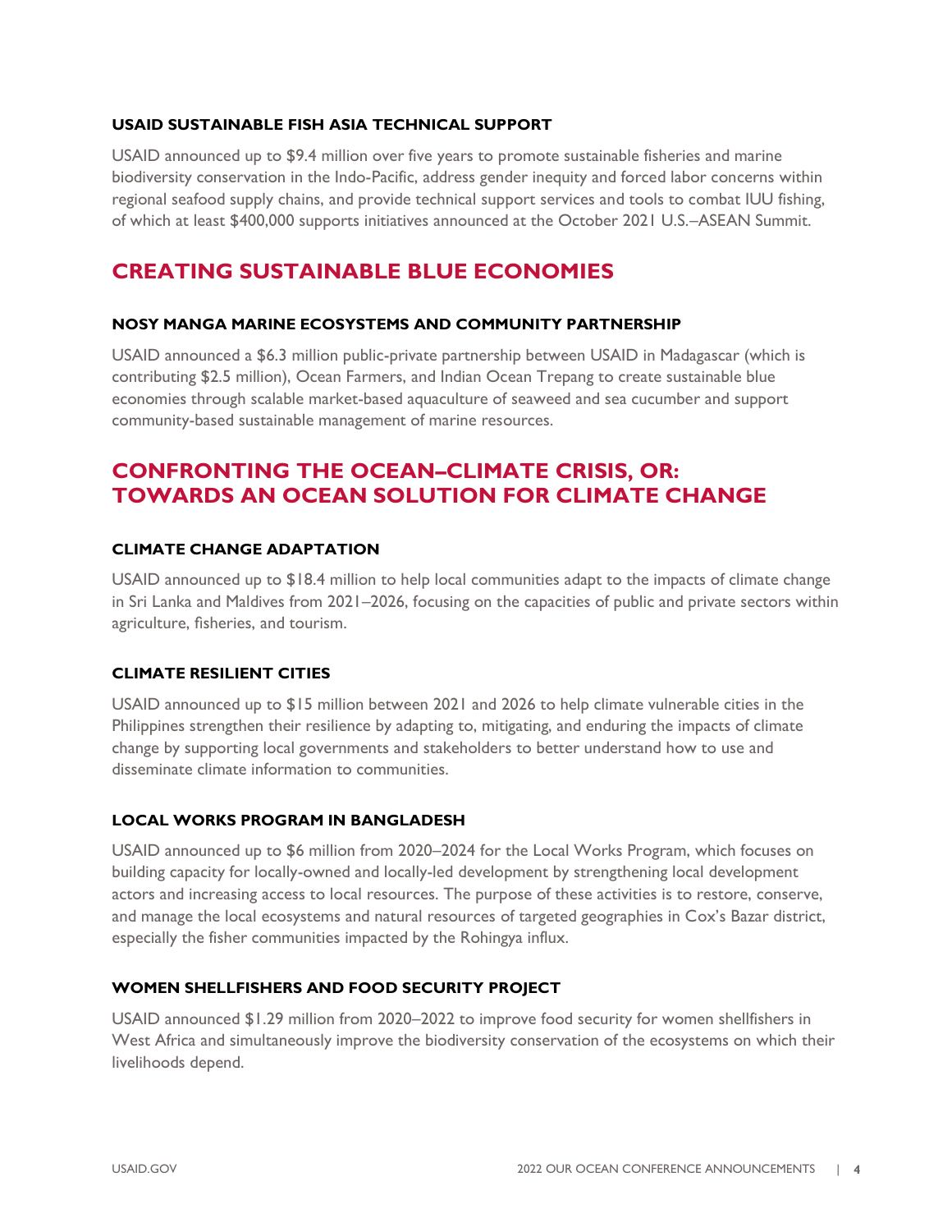### USAID SUSTAINABLE FISH ASIA TECHNICAL SUPPORT

USAID announced up to $9.4 million over five years to promote sustainable fisheries and marine biodiversity conservation in the Indo-Pacific, address gender inequity and forced labor concerns within regional seafood supply chains, and provide technical support services and tools to combat IUU fishing, of which at least $400,000 supports initiatives announced at the October 2021 U.S.–ASEAN Summit.

## CREATING SUSTAINABLE BLUE ECONOMIES

### NOSY MANGA MARINE ECOSYSTEMS AND COMMUNITY PARTNERSHIP

USAID announced a $6.3 million public-private partnership between USAID in Madagascar (which is contributing $2.5 million), Ocean Farmers, and Indian Ocean Trepang to create sustainable blue economies through scalable market-based aquaculture of seaweed and sea cucumber and support community-based sustainable management of marine resources.

## CONFRONTING THE OCEAN–CLIMATE CRISIS, OR: TOWARDS AN OCEAN SOLUTION FOR CLIMATE CHANGE

### CLIMATE CHANGE ADAPTATION

USAID announced up to $18.4 million to help local communities adapt to the impacts of climate change in Sri Lanka and Maldives from 2021–2026, focusing on the capacities of public and private sectors within agriculture, fisheries, and tourism.

### CLIMATE RESILIENT CITIES

USAID announced up to $15 million between 2021 and 2026 to help climate vulnerable cities in the Philippines strengthen their resilience by adapting to, mitigating, and enduring the impacts of climate change by supporting local governments and stakeholders to better understand how to use and disseminate climate information to communities.

### LOCAL WORKS PROGRAM IN BANGLADESH

USAID announced up to $6 million from 2020–2024 for the Local Works Program, which focuses on building capacity for locally-owned and locally-led development by strengthening local development actors and increasing access to local resources. The purpose of these activities is to restore, conserve, and manage the local ecosystems and natural resources of targeted geographies in Cox's Bazar district, especially the fisher communities impacted by the Rohingya influx.

### WOMEN SHELLFISHERS AND FOOD SECURITY PROJECT

USAID announced $1.29 million from 2020–2022 to improve food security for women shellfishers in West Africa and simultaneously improve the biodiversity conservation of the ecosystems on which their livelihoods depend.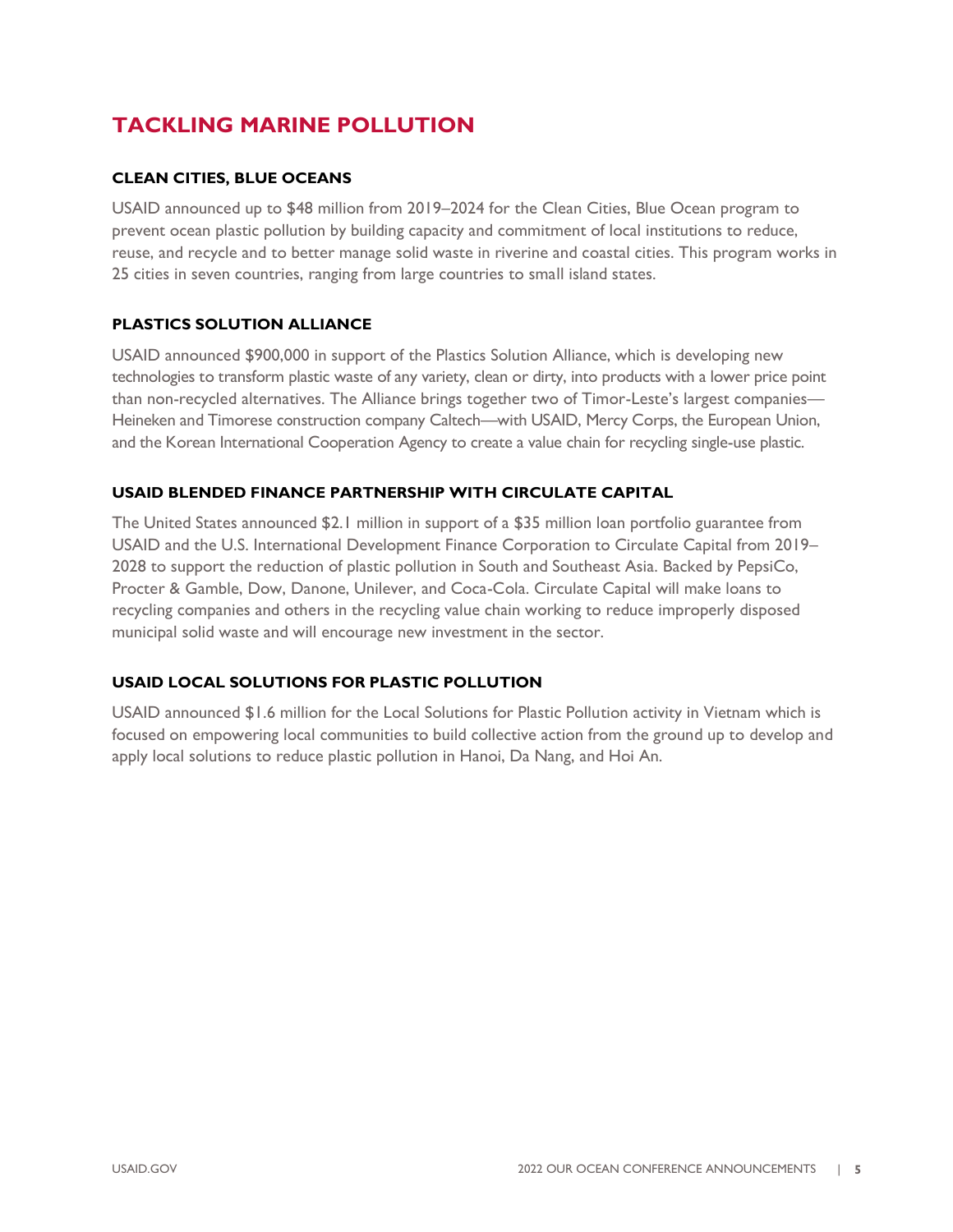## TACKLING MARINE POLLUTION

### CLEAN CITIES, BLUE OCEANS

USAID announced up to $48 million from 2019–2024 for the Clean Cities, Blue Ocean program to prevent ocean plastic pollution by building capacity and commitment of local institutions to reduce, reuse, and recycle and to better manage solid waste in riverine and coastal cities. This program works in 25 cities in seven countries, ranging from large countries to small island states.

### PLASTICS SOLUTION ALLIANCE

USAID announced $900,000 in support of the Plastics Solution Alliance, which is developing new technologies to transform plastic waste of any variety, clean or dirty, into products with a lower price point than non-recycled alternatives. The Alliance brings together two of Timor-Leste's largest companies—Heineken and Timorese construction company Caltech—with USAID, Mercy Corps, the European Union, and the Korean International Cooperation Agency to create a value chain for recycling single-use plastic.

### USAID BLENDED FINANCE PARTNERSHIP WITH CIRCULATE CAPITAL

The United States announced $2.1 million in support of a $35 million loan portfolio guarantee from USAID and the U.S. International Development Finance Corporation to Circulate Capital from 2019–2028 to support the reduction of plastic pollution in South and Southeast Asia. Backed by PepsiCo, Procter & Gamble, Dow, Danone, Unilever, and Coca-Cola. Circulate Capital will make loans to recycling companies and others in the recycling value chain working to reduce improperly disposed municipal solid waste and will encourage new investment in the sector.

### USAID LOCAL SOLUTIONS FOR PLASTIC POLLUTION

USAID announced $1.6 million for the Local Solutions for Plastic Pollution activity in Vietnam which is focused on empowering local communities to build collective action from the ground up to develop and apply local solutions to reduce plastic pollution in Hanoi, Da Nang, and Hoi An.